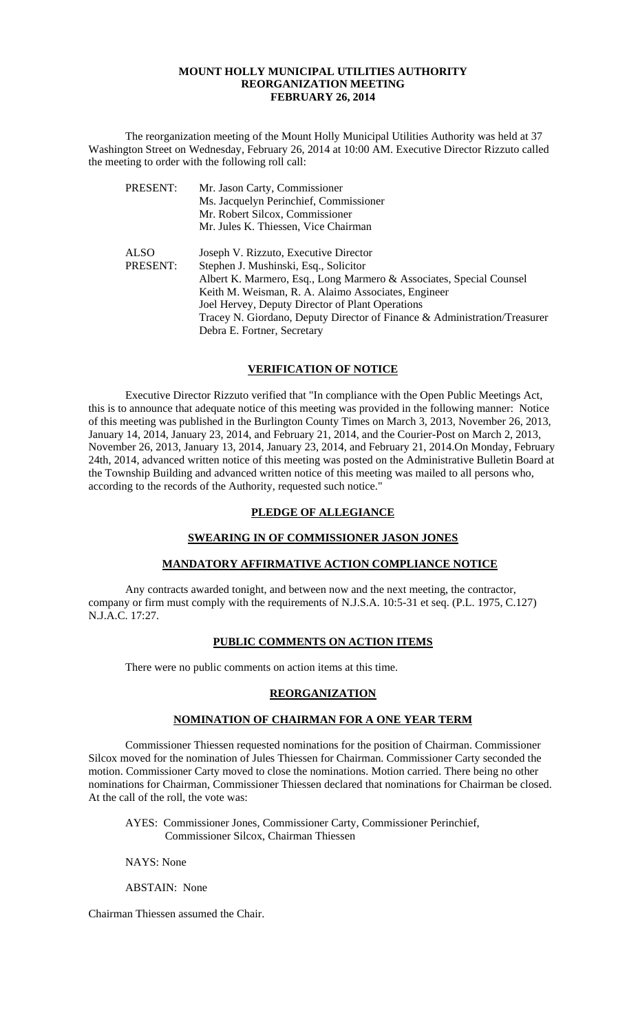# MOUNT HOLLY MUNICIPAL UTILITIES AUTHORITY
## REORGANIZATION MEETING
## FEBRUARY 26, 2014

The reorganization meeting of the Mount Holly Municipal Utilities Authority was held at 37 Washington Street on Wednesday, February 26, 2014 at 10:00 AM. Executive Director Rizzuto called the meeting to order with the following roll call:

| | |
|---|---|
| PRESENT: | Mr. Jason Carty, Commissioner<br>Ms. Jacquelyn Perinchief, Commissioner<br>Mr. Robert Silcox, Commissioner<br>Mr. Jules K. Thiessen, Vice Chairman |
| ALSO PRESENT: | Joseph V. Rizzuto, Executive Director<br>Stephen J. Mushinski, Esq., Solicitor<br>Albert K. Marmero, Esq., Long Marmero & Associates, Special Counsel<br>Keith M. Weisman, R. A. Alaimo Associates, Engineer<br>Joel Hervey, Deputy Director of Plant Operations<br>Tracey N. Giordano, Deputy Director of Finance & Administration/Treasurer<br>Debra E. Fortner, Secretary |

### VERIFICATION OF NOTICE

Executive Director Rizzuto verified that "In compliance with the Open Public Meetings Act, this is to announce that adequate notice of this meeting was provided in the following manner: Notice of this meeting was published in the Burlington County Times on March 3, 2013, November 26, 2013, January 14, 2014, January 23, 2014, and February 21, 2014, and the Courier-Post on March 2, 2013, November 26, 2013, January 13, 2014, January 23, 2014, and February 21, 2014.On Monday, February 24th, 2014, advanced written notice of this meeting was posted on the Administrative Bulletin Board at the Township Building and advanced written notice of this meeting was mailed to all persons who, according to the records of the Authority, requested such notice."

### PLEDGE OF ALLEGIANCE

### SWEARING IN OF COMMISSIONER JASON JONES

### MANDATORY AFFIRMATIVE ACTION COMPLIANCE NOTICE

Any contracts awarded tonight, and between now and the next meeting, the contractor, company or firm must comply with the requirements of N.J.S.A. 10:5-31 et seq. (P.L. 1975, C.127) N.J.A.C. 17:27.

### PUBLIC COMMENTS ON ACTION ITEMS

There were no public comments on action items at this time.

### REORGANIZATION

### NOMINATION OF CHAIRMAN FOR A ONE YEAR TERM

Commissioner Thiessen requested nominations for the position of Chairman. Commissioner Silcox moved for the nomination of Jules Thiessen for Chairman. Commissioner Carty seconded the motion. Commissioner Carty moved to close the nominations. Motion carried. There being no other nominations for Chairman, Commissioner Thiessen declared that nominations for Chairman be closed. At the call of the roll, the vote was:

AYES: Commissioner Jones, Commissioner Carty, Commissioner Perinchief, Commissioner Silcox, Chairman Thiessen

NAYS: None

ABSTAIN: None

Chairman Thiessen assumed the Chair.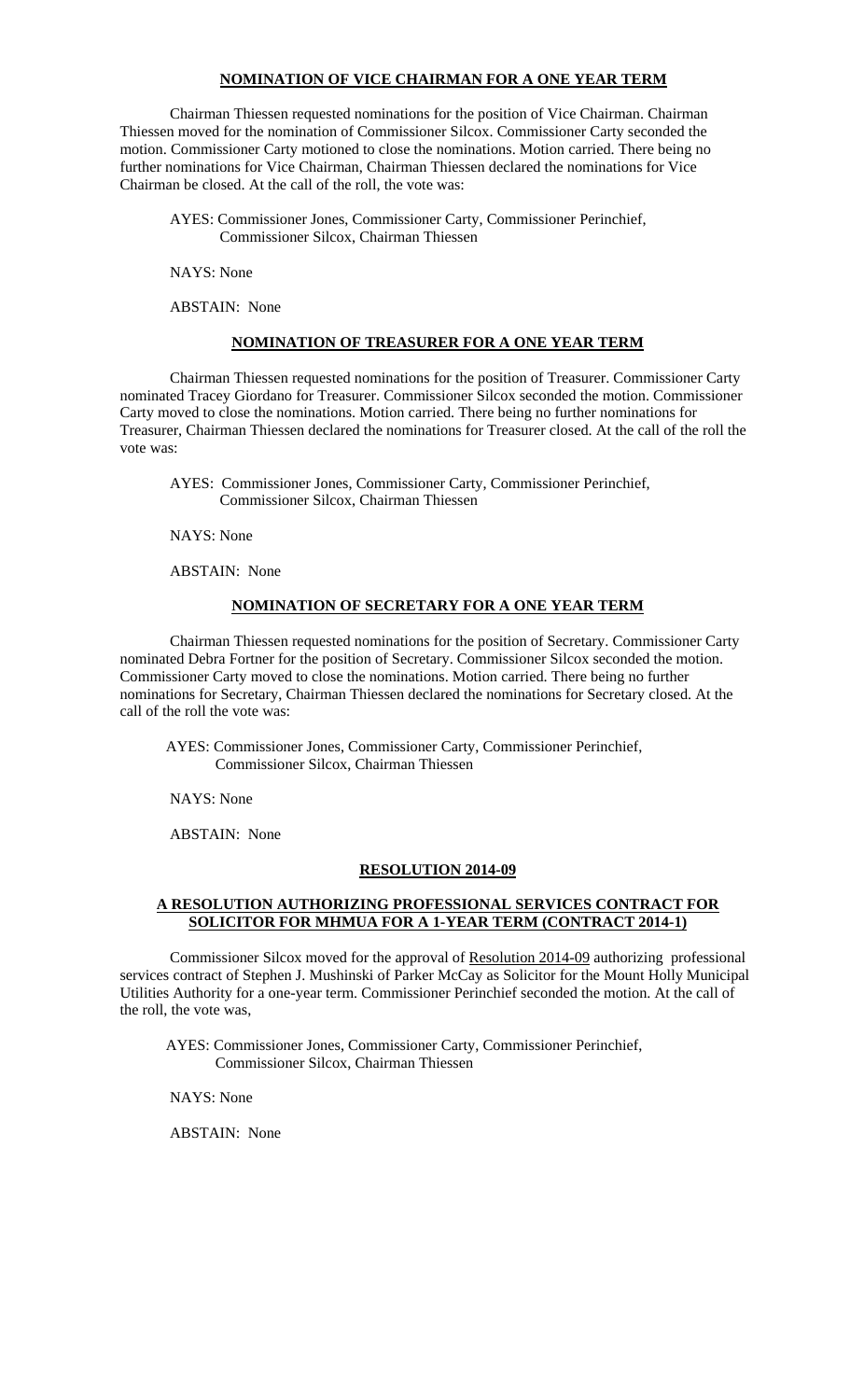**NOMINATION OF VICE CHAIRMAN FOR A ONE YEAR TERM**

Chairman Thiessen requested nominations for the position of Vice Chairman. Chairman Thiessen moved for the nomination of Commissioner Silcox. Commissioner Carty seconded the motion. Commissioner Carty motioned to close the nominations. Motion carried. There being no further nominations for Vice Chairman, Chairman Thiessen declared the nominations for Vice Chairman be closed. At the call of the roll, the vote was:

AYES: Commissioner Jones, Commissioner Carty, Commissioner Perinchief, Commissioner Silcox, Chairman Thiessen

NAYS: None

ABSTAIN: None

**NOMINATION OF TREASURER FOR A ONE YEAR TERM**

Chairman Thiessen requested nominations for the position of Treasurer. Commissioner Carty nominated Tracey Giordano for Treasurer. Commissioner Silcox seconded the motion. Commissioner Carty moved to close the nominations. Motion carried. There being no further nominations for Treasurer, Chairman Thiessen declared the nominations for Treasurer closed. At the call of the roll the vote was:

AYES: Commissioner Jones, Commissioner Carty, Commissioner Perinchief, Commissioner Silcox, Chairman Thiessen

NAYS: None

ABSTAIN: None

**NOMINATION OF SECRETARY FOR A ONE YEAR TERM**

Chairman Thiessen requested nominations for the position of Secretary. Commissioner Carty nominated Debra Fortner for the position of Secretary. Commissioner Silcox seconded the motion. Commissioner Carty moved to close the nominations. Motion carried. There being no further nominations for Secretary, Chairman Thiessen declared the nominations for Secretary closed. At the call of the roll the vote was:

AYES: Commissioner Jones, Commissioner Carty, Commissioner Perinchief, Commissioner Silcox, Chairman Thiessen

NAYS: None

ABSTAIN: None

**RESOLUTION 2014-09**

**A RESOLUTION AUTHORIZING PROFESSIONAL SERVICES CONTRACT FOR SOLICITOR FOR MHMUA FOR A 1-YEAR TERM (CONTRACT 2014-1)**

Commissioner Silcox moved for the approval of Resolution 2014-09 authorizing professional services contract of Stephen J. Mushinski of Parker McCay as Solicitor for the Mount Holly Municipal Utilities Authority for a one-year term. Commissioner Perinchief seconded the motion. At the call of the roll, the vote was,

AYES: Commissioner Jones, Commissioner Carty, Commissioner Perinchief, Commissioner Silcox, Chairman Thiessen

NAYS: None

ABSTAIN: None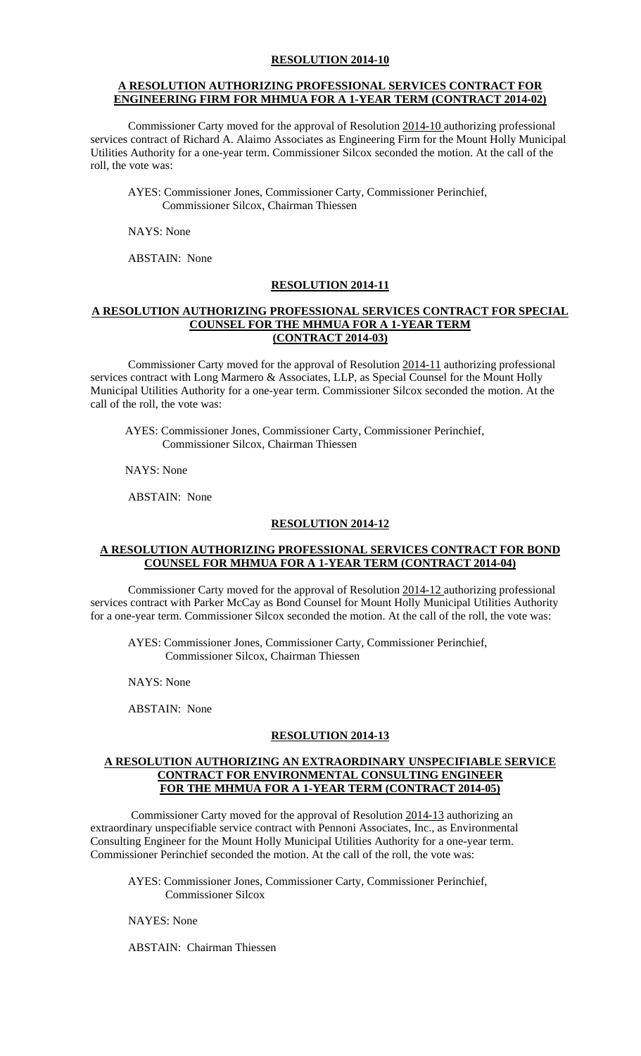**RESOLUTION 2014-10**

**A RESOLUTION AUTHORIZING PROFESSIONAL SERVICES CONTRACT FOR ENGINEERING FIRM FOR MHMUA FOR A 1-YEAR TERM (CONTRACT 2014-02)**

Commissioner Carty moved for the approval of Resolution 2014-10 authorizing professional services contract of Richard A. Alaimo Associates as Engineering Firm for the Mount Holly Municipal Utilities Authority for a one-year term. Commissioner Silcox seconded the motion. At the call of the roll, the vote was:

AYES: Commissioner Jones, Commissioner Carty, Commissioner Perinchief, Commissioner Silcox, Chairman Thiessen

NAYS: None

ABSTAIN: None

**RESOLUTION 2014-11**

**A RESOLUTION AUTHORIZING PROFESSIONAL SERVICES CONTRACT FOR SPECIAL COUNSEL FOR THE MHMUA FOR A 1-YEAR TERM (CONTRACT 2014-03)**

Commissioner Carty moved for the approval of Resolution 2014-11 authorizing professional services contract with Long Marmero & Associates, LLP, as Special Counsel for the Mount Holly Municipal Utilities Authority for a one-year term. Commissioner Silcox seconded the motion. At the call of the roll, the vote was:

AYES: Commissioner Jones, Commissioner Carty, Commissioner Perinchief, Commissioner Silcox, Chairman Thiessen

NAYS: None

ABSTAIN: None

**RESOLUTION 2014-12**

**A RESOLUTION AUTHORIZING PROFESSIONAL SERVICES CONTRACT FOR BOND COUNSEL FOR MHMUA FOR A 1-YEAR TERM (CONTRACT 2014-04)**

Commissioner Carty moved for the approval of Resolution 2014-12 authorizing professional services contract with Parker McCay as Bond Counsel for Mount Holly Municipal Utilities Authority for a one-year term. Commissioner Silcox seconded the motion. At the call of the roll, the vote was:

AYES: Commissioner Jones, Commissioner Carty, Commissioner Perinchief, Commissioner Silcox, Chairman Thiessen

NAYS: None

ABSTAIN: None

**RESOLUTION 2014-13**

**A RESOLUTION AUTHORIZING AN EXTRAORDINARY UNSPECIFIABLE SERVICE CONTRACT FOR ENVIRONMENTAL CONSULTING ENGINEER FOR THE MHMUA FOR A 1-YEAR TERM (CONTRACT 2014-05)**

Commissioner Carty moved for the approval of Resolution 2014-13 authorizing an extraordinary unspecifiable service contract with Pennoni Associates, Inc., as Environmental Consulting Engineer for the Mount Holly Municipal Utilities Authority for a one-year term. Commissioner Perinchief seconded the motion. At the call of the roll, the vote was:

AYES: Commissioner Jones, Commissioner Carty, Commissioner Perinchief, Commissioner Silcox

NAYES: None

ABSTAIN: Chairman Thiessen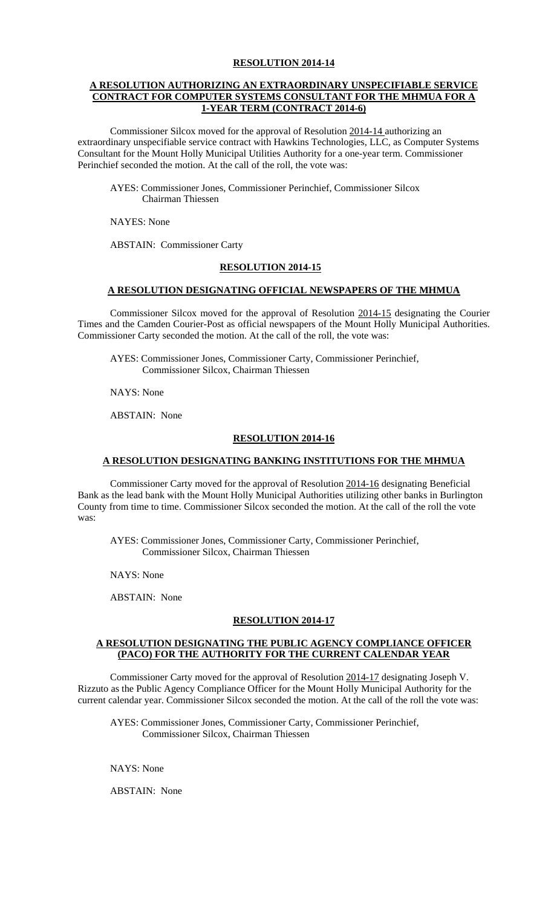**RESOLUTION 2014-14**

**A RESOLUTION AUTHORIZING AN EXTRAORDINARY UNSPECIFIABLE SERVICE CONTRACT FOR COMPUTER SYSTEMS CONSULTANT FOR THE MHMUA FOR A 1-YEAR TERM (CONTRACT 2014-6)**

Commissioner Silcox moved for the approval of Resolution 2014-14 authorizing an extraordinary unspecifiable service contract with Hawkins Technologies, LLC, as Computer Systems Consultant for the Mount Holly Municipal Utilities Authority for a one-year term. Commissioner Perinchief seconded the motion. At the call of the roll, the vote was:

AYES: Commissioner Jones, Commissioner Perinchief, Commissioner Silcox Chairman Thiessen

NAYES: None

ABSTAIN: Commissioner Carty

**RESOLUTION 2014-15**

**A RESOLUTION DESIGNATING OFFICIAL NEWSPAPERS OF THE MHMUA**

Commissioner Silcox moved for the approval of Resolution 2014-15 designating the Courier Times and the Camden Courier-Post as official newspapers of the Mount Holly Municipal Authorities. Commissioner Carty seconded the motion. At the call of the roll, the vote was:

AYES: Commissioner Jones, Commissioner Carty, Commissioner Perinchief, Commissioner Silcox, Chairman Thiessen

NAYS: None

ABSTAIN: None

**RESOLUTION 2014-16**

**A RESOLUTION DESIGNATING BANKING INSTITUTIONS FOR THE MHMUA**

Commissioner Carty moved for the approval of Resolution 2014-16 designating Beneficial Bank as the lead bank with the Mount Holly Municipal Authorities utilizing other banks in Burlington County from time to time. Commissioner Silcox seconded the motion. At the call of the roll the vote was:

AYES: Commissioner Jones, Commissioner Carty, Commissioner Perinchief, Commissioner Silcox, Chairman Thiessen

NAYS: None

ABSTAIN: None

**RESOLUTION 2014-17**

**A RESOLUTION DESIGNATING THE PUBLIC AGENCY COMPLIANCE OFFICER (PACO) FOR THE AUTHORITY FOR THE CURRENT CALENDAR YEAR**

Commissioner Carty moved for the approval of Resolution 2014-17 designating Joseph V. Rizzuto as the Public Agency Compliance Officer for the Mount Holly Municipal Authority for the current calendar year. Commissioner Silcox seconded the motion. At the call of the roll the vote was:

AYES: Commissioner Jones, Commissioner Carty, Commissioner Perinchief, Commissioner Silcox, Chairman Thiessen

NAYS: None

ABSTAIN: None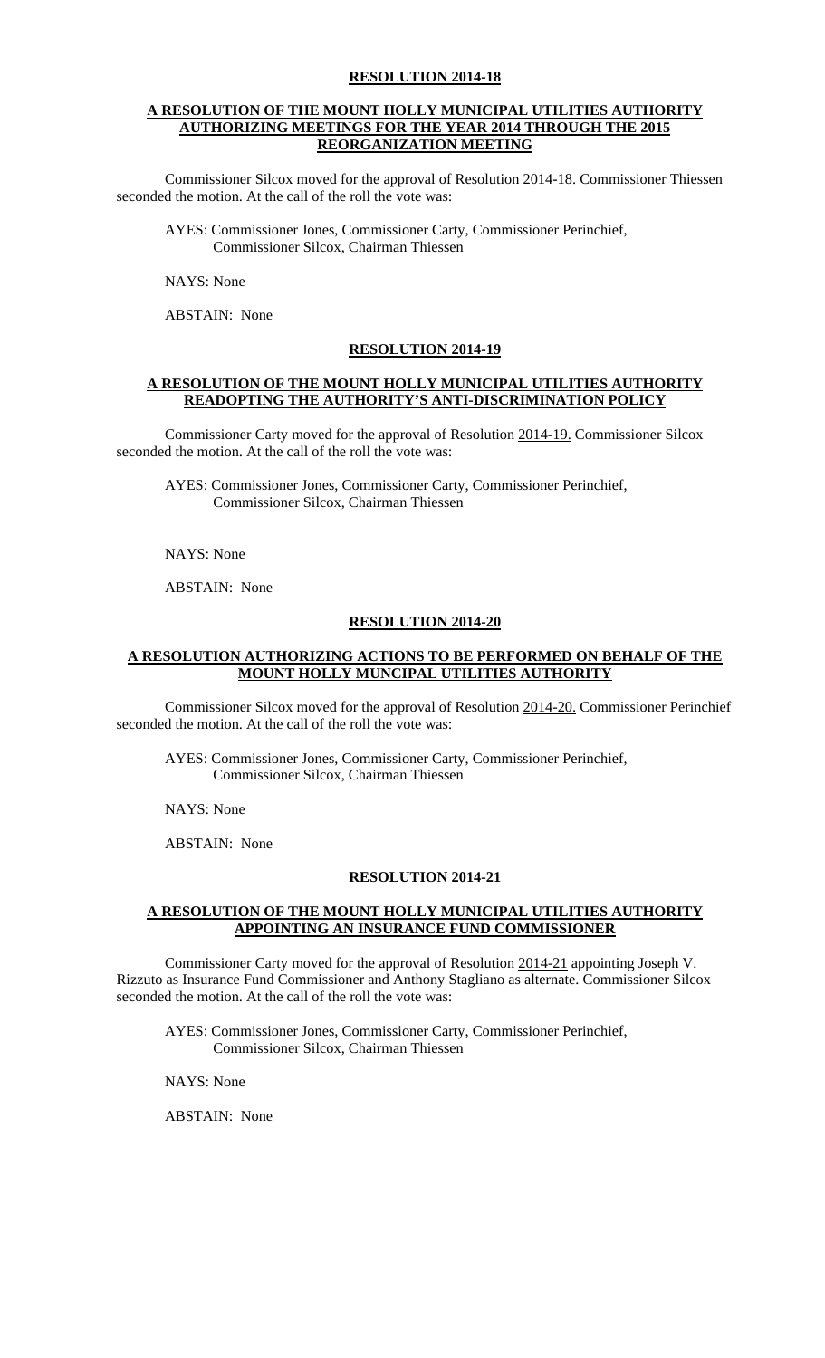**RESOLUTION 2014-18**

**A RESOLUTION OF THE MOUNT HOLLY MUNICIPAL UTILITIES AUTHORITY AUTHORIZING MEETINGS FOR THE YEAR 2014 THROUGH THE 2015 REORGANIZATION MEETING**

Commissioner Silcox moved for the approval of Resolution 2014-18. Commissioner Thiessen seconded the motion. At the call of the roll the vote was:

AYES: Commissioner Jones, Commissioner Carty, Commissioner Perinchief, Commissioner Silcox, Chairman Thiessen

NAYS: None

ABSTAIN: None

**RESOLUTION 2014-19**

**A RESOLUTION OF THE MOUNT HOLLY MUNICIPAL UTILITIES AUTHORITY READOPTING THE AUTHORITY'S ANTI-DISCRIMINATION POLICY**

Commissioner Carty moved for the approval of Resolution 2014-19. Commissioner Silcox seconded the motion. At the call of the roll the vote was:

AYES: Commissioner Jones, Commissioner Carty, Commissioner Perinchief, Commissioner Silcox, Chairman Thiessen

NAYS: None

ABSTAIN: None

**RESOLUTION 2014-20**

**A RESOLUTION AUTHORIZING ACTIONS TO BE PERFORMED ON BEHALF OF THE MOUNT HOLLY MUNCIPAL UTILITIES AUTHORITY**

Commissioner Silcox moved for the approval of Resolution 2014-20. Commissioner Perinchief seconded the motion. At the call of the roll the vote was:

AYES: Commissioner Jones, Commissioner Carty, Commissioner Perinchief, Commissioner Silcox, Chairman Thiessen

NAYS: None

ABSTAIN: None

**RESOLUTION 2014-21**

**A RESOLUTION OF THE MOUNT HOLLY MUNICIPAL UTILITIES AUTHORITY APPOINTING AN INSURANCE FUND COMMISSIONER**

Commissioner Carty moved for the approval of Resolution 2014-21 appointing Joseph V. Rizzuto as Insurance Fund Commissioner and Anthony Stagliano as alternate. Commissioner Silcox seconded the motion. At the call of the roll the vote was:

AYES: Commissioner Jones, Commissioner Carty, Commissioner Perinchief, Commissioner Silcox, Chairman Thiessen

NAYS: None

ABSTAIN: None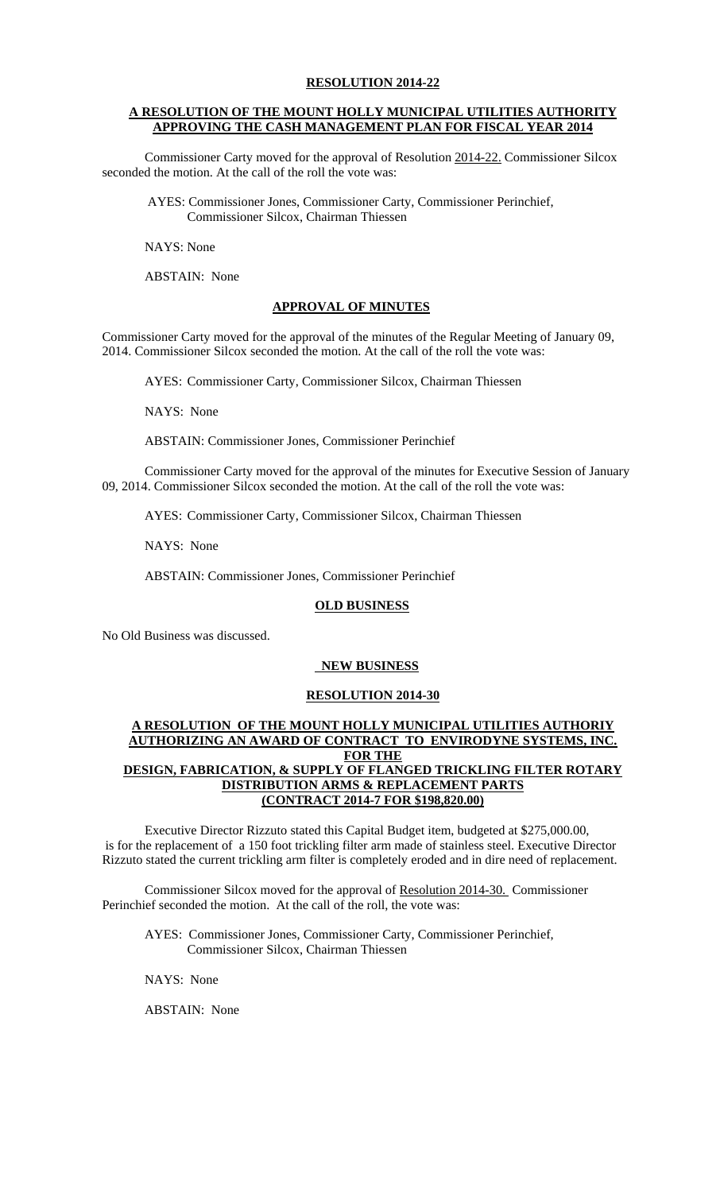**RESOLUTION 2014-22**

**A RESOLUTION OF THE MOUNT HOLLY MUNICIPAL UTILITIES AUTHORITY APPROVING THE CASH MANAGEMENT PLAN FOR FISCAL YEAR 2014**

Commissioner Carty moved for the approval of Resolution 2014-22. Commissioner Silcox seconded the motion. At the call of the roll the vote was:

AYES: Commissioner Jones, Commissioner Carty, Commissioner Perinchief, Commissioner Silcox, Chairman Thiessen

NAYS: None

ABSTAIN: None

**APPROVAL OF MINUTES**

Commissioner Carty moved for the approval of the minutes of the Regular Meeting of January 09, 2014. Commissioner Silcox seconded the motion. At the call of the roll the vote was:

AYES: Commissioner Carty, Commissioner Silcox, Chairman Thiessen

NAYS: None

ABSTAIN: Commissioner Jones, Commissioner Perinchief

Commissioner Carty moved for the approval of the minutes for Executive Session of January 09, 2014. Commissioner Silcox seconded the motion. At the call of the roll the vote was:

AYES: Commissioner Carty, Commissioner Silcox, Chairman Thiessen

NAYS: None

ABSTAIN: Commissioner Jones, Commissioner Perinchief

**OLD BUSINESS**

No Old Business was discussed.

**NEW BUSINESS**

**RESOLUTION 2014-30**

**A RESOLUTION OF THE MOUNT HOLLY MUNICIPAL UTILITIES AUTHORIY AUTHORIZING AN AWARD OF CONTRACT TO ENVIRODYNE SYSTEMS, INC. FOR THE DESIGN, FABRICATION, & SUPPLY OF FLANGED TRICKLING FILTER ROTARY DISTRIBUTION ARMS & REPLACEMENT PARTS (CONTRACT 2014-7 FOR $198,820.00)**

Executive Director Rizzuto stated this Capital Budget item, budgeted at $275,000.00, is for the replacement of a 150 foot trickling filter arm made of stainless steel. Executive Director Rizzuto stated the current trickling arm filter is completely eroded and in dire need of replacement.

Commissioner Silcox moved for the approval of Resolution 2014-30. Commissioner Perinchief seconded the motion. At the call of the roll, the vote was:

AYES: Commissioner Jones, Commissioner Carty, Commissioner Perinchief, Commissioner Silcox, Chairman Thiessen

NAYS: None

ABSTAIN: None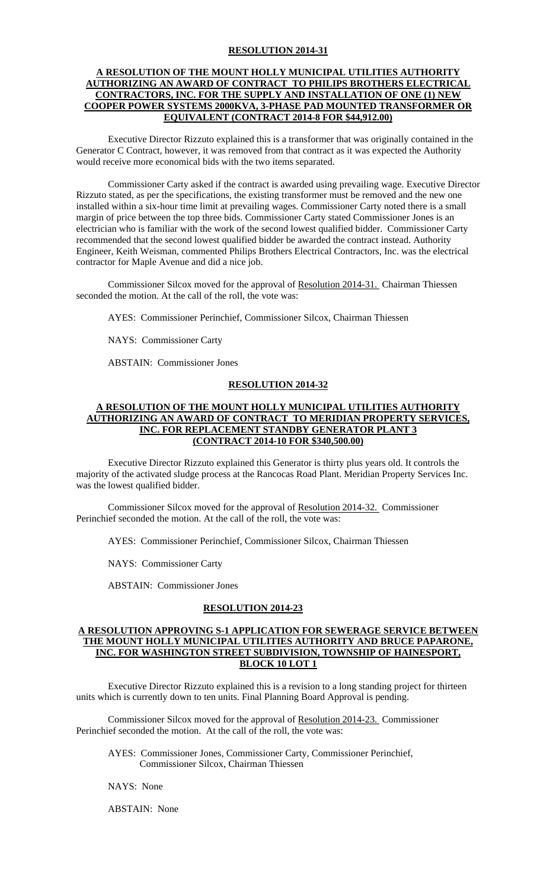**RESOLUTION 2014-31**

**A RESOLUTION OF THE MOUNT HOLLY MUNICIPAL UTILITIES AUTHORITY AUTHORIZING AN AWARD OF CONTRACT TO PHILIPS BROTHERS ELECTRICAL CONTRACTORS, INC. FOR THE SUPPLY AND INSTALLATION OF ONE (1) NEW COOPER POWER SYSTEMS 2000KVA, 3-PHASE PAD MOUNTED TRANSFORMER OR EQUIVALENT (CONTRACT 2014-8 FOR $44,912.00)**

Executive Director Rizzuto explained this is a transformer that was originally contained in the Generator C Contract, however, it was removed from that contract as it was expected the Authority would receive more economical bids with the two items separated.

Commissioner Carty asked if the contract is awarded using prevailing wage. Executive Director Rizzuto stated, as per the specifications, the existing transformer must be removed and the new one installed within a six-hour time limit at prevailing wages. Commissioner Carty noted there is a small margin of price between the top three bids. Commissioner Carty stated Commissioner Jones is an electrician who is familiar with the work of the second lowest qualified bidder. Commissioner Carty recommended that the second lowest qualified bidder be awarded the contract instead. Authority Engineer, Keith Weisman, commented Philips Brothers Electrical Contractors, Inc. was the electrical contractor for Maple Avenue and did a nice job.

Commissioner Silcox moved for the approval of Resolution 2014-31. Chairman Thiessen seconded the motion. At the call of the roll, the vote was:

AYES: Commissioner Perinchief, Commissioner Silcox, Chairman Thiessen

NAYS: Commissioner Carty

ABSTAIN: Commissioner Jones

**RESOLUTION 2014-32**

**A RESOLUTION OF THE MOUNT HOLLY MUNICIPAL UTILITIES AUTHORITY AUTHORIZING AN AWARD OF CONTRACT TO MERIDIAN PROPERTY SERVICES, INC. FOR REPLACEMENT STANDBY GENERATOR PLANT 3 (CONTRACT 2014-10 FOR $340,500.00)**

Executive Director Rizzuto explained this Generator is thirty plus years old. It controls the majority of the activated sludge process at the Rancocas Road Plant. Meridian Property Services Inc. was the lowest qualified bidder.

Commissioner Silcox moved for the approval of Resolution 2014-32. Commissioner Perinchief seconded the motion. At the call of the roll, the vote was:

AYES: Commissioner Perinchief, Commissioner Silcox, Chairman Thiessen

NAYS: Commissioner Carty

ABSTAIN: Commissioner Jones

**RESOLUTION 2014-23**

**A RESOLUTION APPROVING S-1 APPLICATION FOR SEWERAGE SERVICE BETWEEN THE MOUNT HOLLY MUNICIPAL UTILITIES AUTHORITY AND BRUCE PAPARONE, INC. FOR WASHINGTON STREET SUBDIVISION, TOWNSHIP OF HAINESPORT, BLOCK 10 LOT 1**

Executive Director Rizzuto explained this is a revision to a long standing project for thirteen units which is currently down to ten units. Final Planning Board Approval is pending.

Commissioner Silcox moved for the approval of Resolution 2014-23. Commissioner Perinchief seconded the motion. At the call of the roll, the vote was:

AYES: Commissioner Jones, Commissioner Carty, Commissioner Perinchief, Commissioner Silcox, Chairman Thiessen

NAYS: None

ABSTAIN: None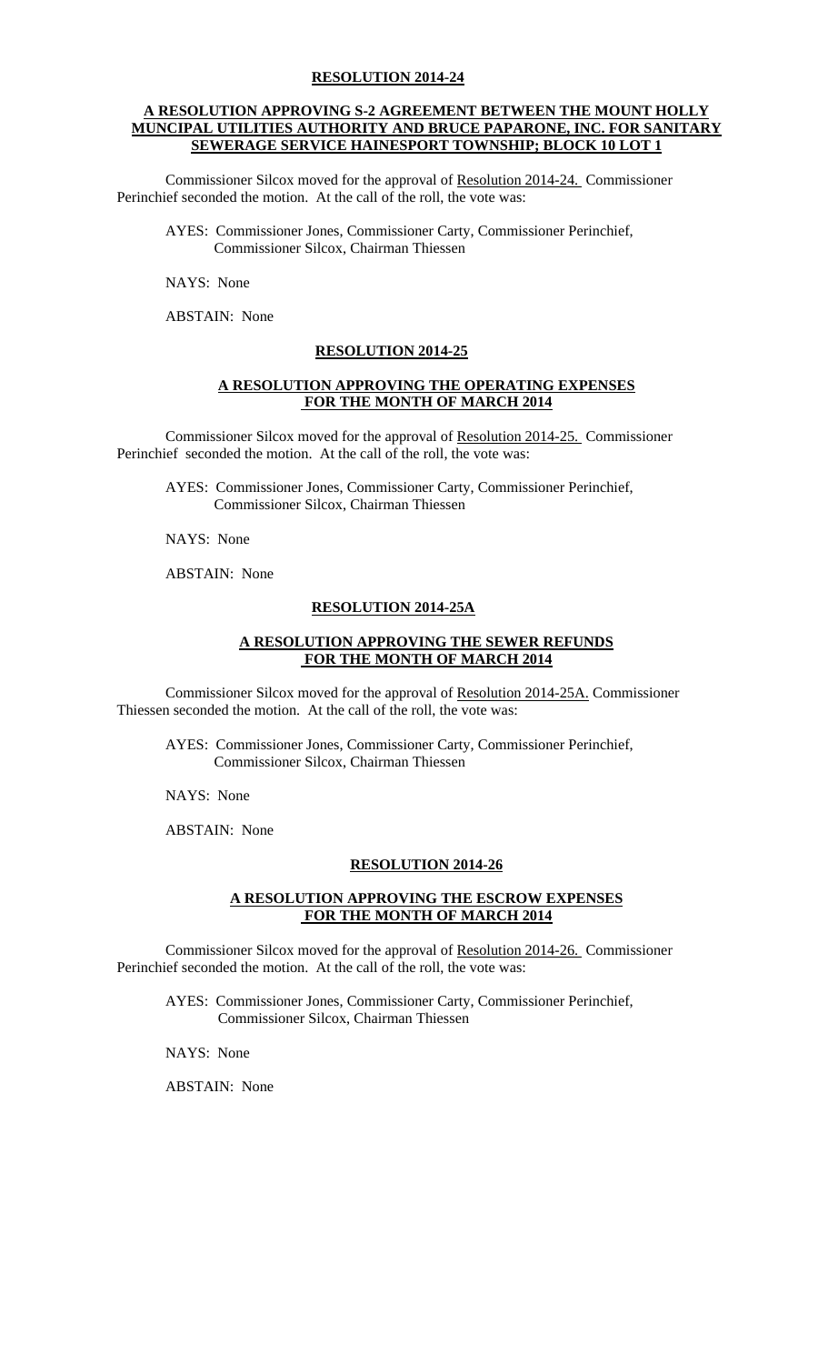**RESOLUTION 2014-24**

**A RESOLUTION APPROVING S-2 AGREEMENT BETWEEN THE MOUNT HOLLY MUNCIPAL UTILITIES AUTHORITY AND BRUCE PAPARONE, INC. FOR SANITARY SEWERAGE SERVICE HAINESPORT TOWNSHIP; BLOCK 10 LOT 1**

Commissioner Silcox moved for the approval of Resolution 2014-24. Commissioner Perinchief seconded the motion. At the call of the roll, the vote was:

AYES: Commissioner Jones, Commissioner Carty, Commissioner Perinchief, Commissioner Silcox, Chairman Thiessen

NAYS: None

ABSTAIN: None

**RESOLUTION 2014-25**

**A RESOLUTION APPROVING THE OPERATING EXPENSES FOR THE MONTH OF MARCH 2014**

Commissioner Silcox moved for the approval of Resolution 2014-25. Commissioner Perinchief seconded the motion. At the call of the roll, the vote was:

AYES: Commissioner Jones, Commissioner Carty, Commissioner Perinchief, Commissioner Silcox, Chairman Thiessen

NAYS: None

ABSTAIN: None

**RESOLUTION 2014-25A**

**A RESOLUTION APPROVING THE SEWER REFUNDS FOR THE MONTH OF MARCH 2014**

Commissioner Silcox moved for the approval of Resolution 2014-25A. Commissioner Thiessen seconded the motion. At the call of the roll, the vote was:

AYES: Commissioner Jones, Commissioner Carty, Commissioner Perinchief, Commissioner Silcox, Chairman Thiessen

NAYS: None

ABSTAIN: None

**RESOLUTION 2014-26**

**A RESOLUTION APPROVING THE ESCROW EXPENSES FOR THE MONTH OF MARCH 2014**

Commissioner Silcox moved for the approval of Resolution 2014-26. Commissioner Perinchief seconded the motion. At the call of the roll, the vote was:

AYES: Commissioner Jones, Commissioner Carty, Commissioner Perinchief, Commissioner Silcox, Chairman Thiessen

NAYS: None

ABSTAIN: None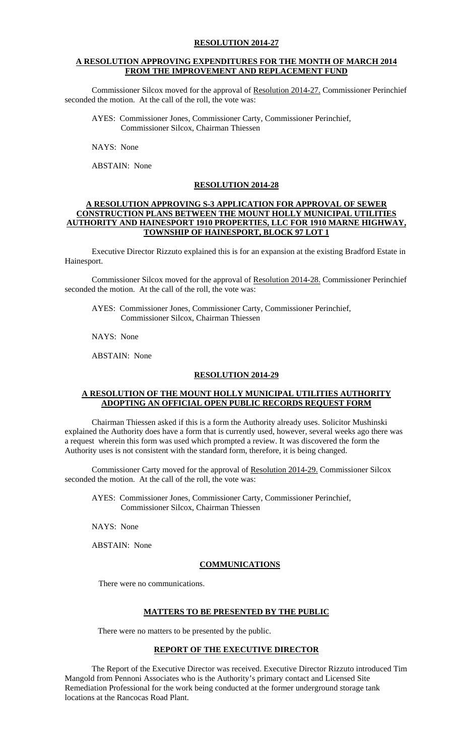**RESOLUTION 2014-27**

**A RESOLUTION APPROVING EXPENDITURES FOR THE MONTH OF MARCH 2014 FROM THE IMPROVEMENT AND REPLACEMENT FUND**

Commissioner Silcox moved for the approval of Resolution 2014-27. Commissioner Perinchief seconded the motion. At the call of the roll, the vote was:

AYES: Commissioner Jones, Commissioner Carty, Commissioner Perinchief, Commissioner Silcox, Chairman Thiessen

NAYS: None

ABSTAIN: None

**RESOLUTION 2014-28**

**A RESOLUTION APPROVING S-3 APPLICATION FOR APPROVAL OF SEWER CONSTRUCTION PLANS BETWEEN THE MOUNT HOLLY MUNICIPAL UTILITIES AUTHORITY AND HAINESPORT 1910 PROPERTIES, LLC FOR 1910 MARNE HIGHWAY, TOWNSHIP OF HAINESPORT, BLOCK 97 LOT 1**

Executive Director Rizzuto explained this is for an expansion at the existing Bradford Estate in Hainesport.

Commissioner Silcox moved for the approval of Resolution 2014-28. Commissioner Perinchief seconded the motion. At the call of the roll, the vote was:

AYES: Commissioner Jones, Commissioner Carty, Commissioner Perinchief, Commissioner Silcox, Chairman Thiessen

NAYS: None

ABSTAIN: None

**RESOLUTION 2014-29**

**A RESOLUTION OF THE MOUNT HOLLY MUNICIPAL UTILITIES AUTHORITY ADOPTING AN OFFICIAL OPEN PUBLIC RECORDS REQUEST FORM**

Chairman Thiessen asked if this is a form the Authority already uses. Solicitor Mushinski explained the Authority does have a form that is currently used, however, several weeks ago there was a request wherein this form was used which prompted a review. It was discovered the form the Authority uses is not consistent with the standard form, therefore, it is being changed.

Commissioner Carty moved for the approval of Resolution 2014-29. Commissioner Silcox seconded the motion. At the call of the roll, the vote was:

AYES: Commissioner Jones, Commissioner Carty, Commissioner Perinchief, Commissioner Silcox, Chairman Thiessen

NAYS: None

ABSTAIN: None

**COMMUNICATIONS**

There were no communications.

**MATTERS TO BE PRESENTED BY THE PUBLIC**

There were no matters to be presented by the public.

**REPORT OF THE EXECUTIVE DIRECTOR**

The Report of the Executive Director was received. Executive Director Rizzuto introduced Tim Mangold from Pennoni Associates who is the Authority's primary contact and Licensed Site Remediation Professional for the work being conducted at the former underground storage tank locations at the Rancocas Road Plant.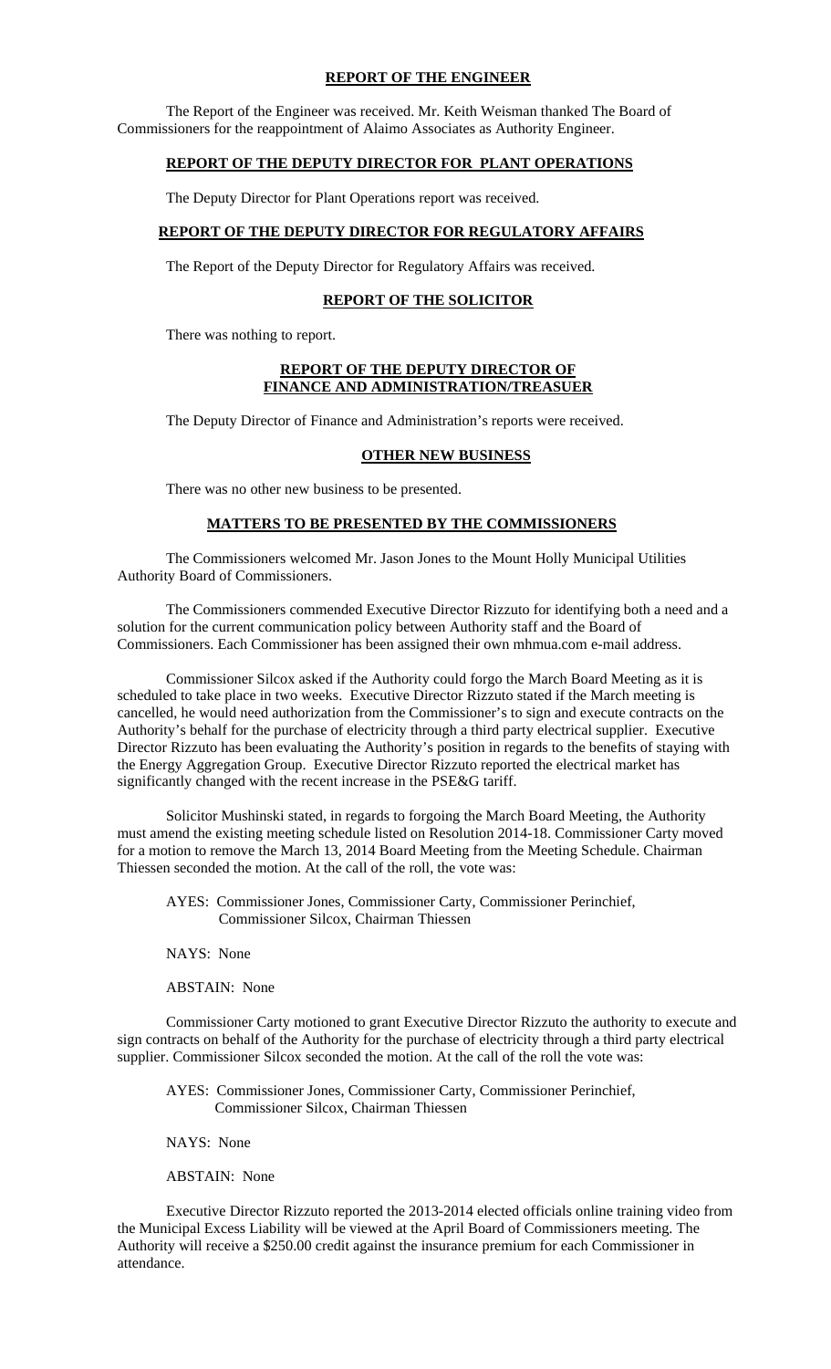## **REPORT OF THE ENGINEER**

The Report of the Engineer was received. Mr. Keith Weisman thanked The Board of Commissioners for the reappointment of Alaimo Associates as Authority Engineer.

## **REPORT OF THE DEPUTY DIRECTOR FOR PLANT OPERATIONS**

The Deputy Director for Plant Operations report was received.

## **REPORT OF THE DEPUTY DIRECTOR FOR REGULATORY AFFAIRS**

The Report of the Deputy Director for Regulatory Affairs was received.

## **REPORT OF THE SOLICITOR**

There was nothing to report.

## **REPORT OF THE DEPUTY DIRECTOR OF FINANCE AND ADMINISTRATION/TREASUER**

The Deputy Director of Finance and Administration's reports were received.

## **OTHER NEW BUSINESS**

There was no other new business to be presented.

## **MATTERS TO BE PRESENTED BY THE COMMISSIONERS**

The Commissioners welcomed Mr. Jason Jones to the Mount Holly Municipal Utilities Authority Board of Commissioners.

The Commissioners commended Executive Director Rizzuto for identifying both a need and a solution for the current communication policy between Authority staff and the Board of Commissioners. Each Commissioner has been assigned their own mhmua.com e-mail address.

Commissioner Silcox asked if the Authority could forgo the March Board Meeting as it is scheduled to take place in two weeks. Executive Director Rizzuto stated if the March meeting is cancelled, he would need authorization from the Commissioner's to sign and execute contracts on the Authority's behalf for the purchase of electricity through a third party electrical supplier. Executive Director Rizzuto has been evaluating the Authority's position in regards to the benefits of staying with the Energy Aggregation Group. Executive Director Rizzuto reported the electrical market has significantly changed with the recent increase in the PSE&G tariff.

Solicitor Mushinski stated, in regards to forgoing the March Board Meeting, the Authority must amend the existing meeting schedule listed on Resolution 2014-18. Commissioner Carty moved for a motion to remove the March 13, 2014 Board Meeting from the Meeting Schedule. Chairman Thiessen seconded the motion. At the call of the roll, the vote was:

AYES: Commissioner Jones, Commissioner Carty, Commissioner Perinchief, Commissioner Silcox, Chairman Thiessen

NAYS: None

ABSTAIN: None

Commissioner Carty motioned to grant Executive Director Rizzuto the authority to execute and sign contracts on behalf of the Authority for the purchase of electricity through a third party electrical supplier. Commissioner Silcox seconded the motion. At the call of the roll the vote was:

AYES: Commissioner Jones, Commissioner Carty, Commissioner Perinchief, Commissioner Silcox, Chairman Thiessen

NAYS: None

ABSTAIN: None

Executive Director Rizzuto reported the 2013-2014 elected officials online training video from the Municipal Excess Liability will be viewed at the April Board of Commissioners meeting. The Authority will receive a $250.00 credit against the insurance premium for each Commissioner in attendance.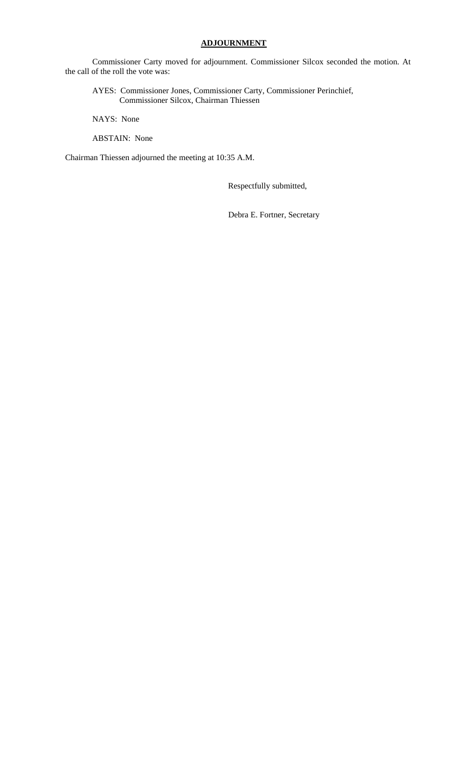## ADJOURNMENT

Commissioner Carty moved for adjournment. Commissioner Silcox seconded the motion. At the call of the roll the vote was:

AYES: Commissioner Jones, Commissioner Carty, Commissioner Perinchief, Commissioner Silcox, Chairman Thiessen

NAYS: None

ABSTAIN: None

Chairman Thiessen adjourned the meeting at 10:35 A.M.

Respectfully submitted,

Debra E. Fortner, Secretary